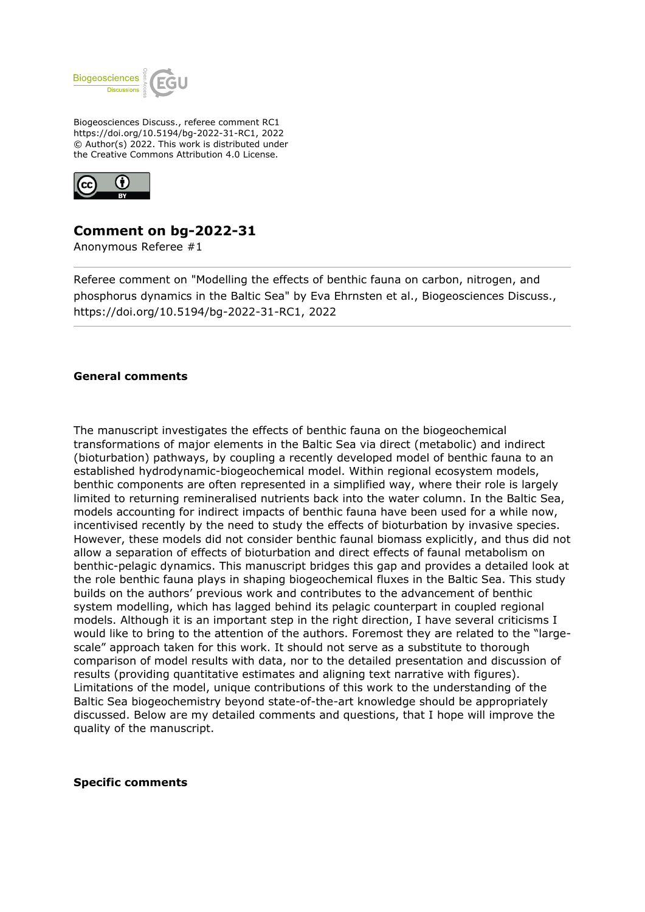Biogeosciences Discuss., referee comment RC1
https://doi.org/10.5194/bg-2022-31-RC1, 2022
© Author(s) 2022. This work is distributed under
the Creative Commons Attribution 4.0 License.

# Comment on bg-2022-31

Anonymous Referee #1

---

Referee comment on "Modelling the effects of benthic fauna on carbon, nitrogen, and phosphorus dynamics in the Baltic Sea" by Eva Ehrnsten et al., Biogeosciences Discuss., https://doi.org/10.5194/bg-2022-31-RC1, 2022

---

**General comments**

The manuscript investigates the effects of benthic fauna on the biogeochemical transformations of major elements in the Baltic Sea via direct (metabolic) and indirect (bioturbation) pathways, by coupling a recently developed model of benthic fauna to an established hydrodynamic-biogeochemical model. Within regional ecosystem models, benthic components are often represented in a simplified way, where their role is largely limited to returning remineralised nutrients back into the water column. In the Baltic Sea, models accounting for indirect impacts of benthic fauna have been used for a while now, incentivised recently by the need to study the effects of bioturbation by invasive species. However, these models did not consider benthic faunal biomass explicitly, and thus did not allow a separation of effects of bioturbation and direct effects of faunal metabolism on benthic-pelagic dynamics. This manuscript bridges this gap and provides a detailed look at the role benthic fauna plays in shaping biogeochemical fluxes in the Baltic Sea. This study builds on the authors' previous work and contributes to the advancement of benthic system modelling, which has lagged behind its pelagic counterpart in coupled regional models. Although it is an important step in the right direction, I have several criticisms I would like to bring to the attention of the authors. Foremost they are related to the "large-scale" approach taken for this work. It should not serve as a substitute to thorough comparison of model results with data, nor to the detailed presentation and discussion of results (providing quantitative estimates and aligning text narrative with figures). Limitations of the model, unique contributions of this work to the understanding of the Baltic Sea biogeochemistry beyond state-of-the-art knowledge should be appropriately discussed. Below are my detailed comments and questions, that I hope will improve the quality of the manuscript.

**Specific comments**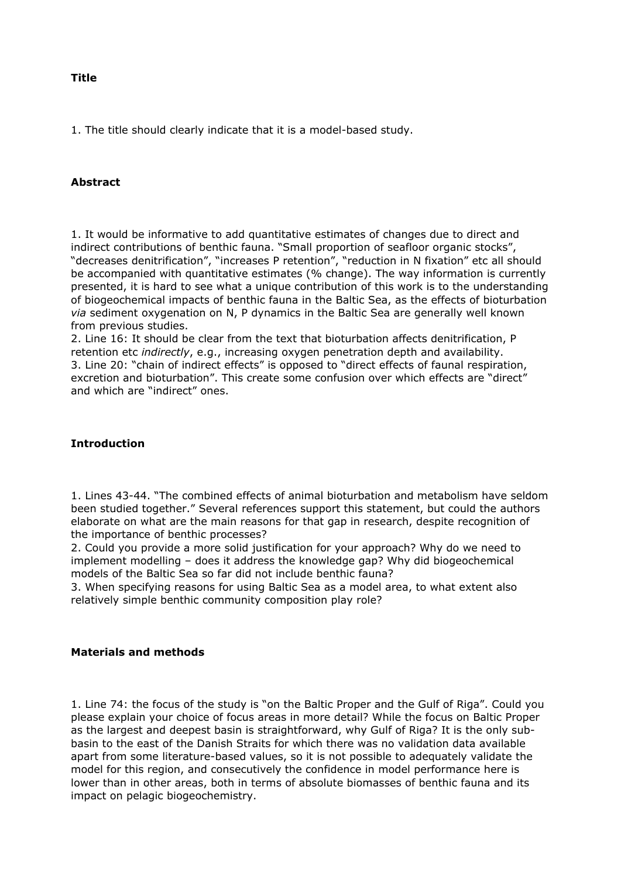**Title**

1. The title should clearly indicate that it is a model-based study.

**Abstract**

1. It would be informative to add quantitative estimates of changes due to direct and indirect contributions of benthic fauna. "Small proportion of seafloor organic stocks", "decreases denitrification", "increases P retention", "reduction in N fixation" etc all should be accompanied with quantitative estimates (% change). The way information is currently presented, it is hard to see what a unique contribution of this work is to the understanding of biogeochemical impacts of benthic fauna in the Baltic Sea, as the effects of bioturbation *via* sediment oxygenation on N, P dynamics in the Baltic Sea are generally well known from previous studies.
2. Line 16: It should be clear from the text that bioturbation affects denitrification, P retention etc *indirectly*, e.g., increasing oxygen penetration depth and availability.
3. Line 20: "chain of indirect effects" is opposed to "direct effects of faunal respiration, excretion and bioturbation". This create some confusion over which effects are "direct" and which are "indirect" ones.

**Introduction**

1. Lines 43-44. "The combined effects of animal bioturbation and metabolism have seldom been studied together." Several references support this statement, but could the authors elaborate on what are the main reasons for that gap in research, despite recognition of the importance of benthic processes?
2. Could you provide a more solid justification for your approach? Why do we need to implement modelling – does it address the knowledge gap? Why did biogeochemical models of the Baltic Sea so far did not include benthic fauna?
3. When specifying reasons for using Baltic Sea as a model area, to what extent also relatively simple benthic community composition play role?

**Materials and methods**

1. Line 74: the focus of the study is "on the Baltic Proper and the Gulf of Riga". Could you please explain your choice of focus areas in more detail? While the focus on Baltic Proper as the largest and deepest basin is straightforward, why Gulf of Riga? It is the only sub-basin to the east of the Danish Straits for which there was no validation data available apart from some literature-based values, so it is not possible to adequately validate the model for this region, and consecutively the confidence in model performance here is lower than in other areas, both in terms of absolute biomasses of benthic fauna and its impact on pelagic biogeochemistry.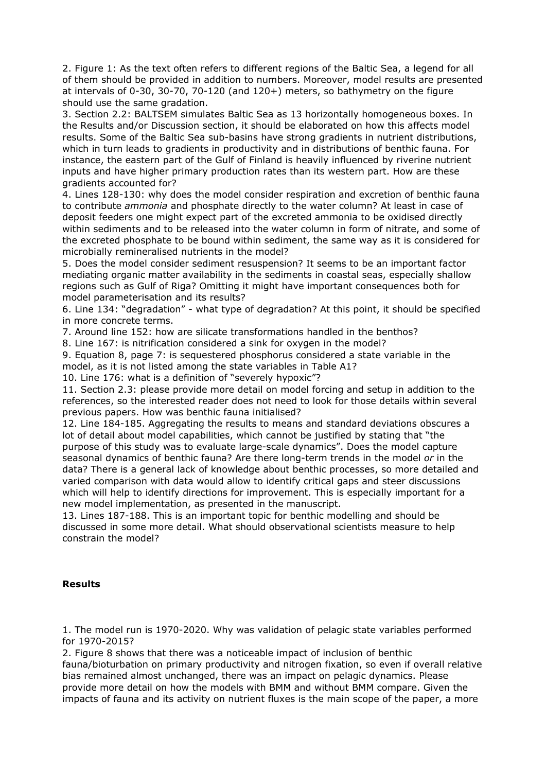2. Figure 1: As the text often refers to different regions of the Baltic Sea, a legend for all of them should be provided in addition to numbers. Moreover, model results are presented at intervals of 0-30, 30-70, 70-120 (and 120+) meters, so bathymetry on the figure should use the same gradation.

3. Section 2.2: BALTSEM simulates Baltic Sea as 13 horizontally homogeneous boxes. In the Results and/or Discussion section, it should be elaborated on how this affects model results. Some of the Baltic Sea sub-basins have strong gradients in nutrient distributions, which in turn leads to gradients in productivity and in distributions of benthic fauna. For instance, the eastern part of the Gulf of Finland is heavily influenced by riverine nutrient inputs and have higher primary production rates than its western part. How are these gradients accounted for?

4. Lines 128-130: why does the model consider respiration and excretion of benthic fauna to contribute *ammonia* and phosphate directly to the water column? At least in case of deposit feeders one might expect part of the excreted ammonia to be oxidised directly within sediments and to be released into the water column in form of nitrate, and some of the excreted phosphate to be bound within sediment, the same way as it is considered for microbially remineralised nutrients in the model?

5. Does the model consider sediment resuspension? It seems to be an important factor mediating organic matter availability in the sediments in coastal seas, especially shallow regions such as Gulf of Riga? Omitting it might have important consequences both for model parameterisation and its results?

6. Line 134: "degradation" - what type of degradation? At this point, it should be specified in more concrete terms.

7. Around line 152: how are silicate transformations handled in the benthos?

8. Line 167: is nitrification considered a sink for oxygen in the model?

9. Equation 8, page 7: is sequestered phosphorus considered a state variable in the model, as it is not listed among the state variables in Table A1?

10. Line 176: what is a definition of "severely hypoxic"?

11. Section 2.3: please provide more detail on model forcing and setup in addition to the references, so the interested reader does not need to look for those details within several previous papers. How was benthic fauna initialised?

12. Line 184-185. Aggregating the results to means and standard deviations obscures a lot of detail about model capabilities, which cannot be justified by stating that "the purpose of this study was to evaluate large-scale dynamics". Does the model capture seasonal dynamics of benthic fauna? Are there long-term trends in the model *or* in the data? There is a general lack of knowledge about benthic processes, so more detailed and varied comparison with data would allow to identify critical gaps and steer discussions which will help to identify directions for improvement. This is especially important for a new model implementation, as presented in the manuscript.

13. Lines 187-188. This is an important topic for benthic modelling and should be discussed in some more detail. What should observational scientists measure to help constrain the model?

**Results**

1. The model run is 1970-2020. Why was validation of pelagic state variables performed for 1970-2015?

2. Figure 8 shows that there was a noticeable impact of inclusion of benthic fauna/bioturbation on primary productivity and nitrogen fixation, so even if overall relative bias remained almost unchanged, there was an impact on pelagic dynamics. Please provide more detail on how the models with BMM and without BMM compare. Given the impacts of fauna and its activity on nutrient fluxes is the main scope of the paper, a more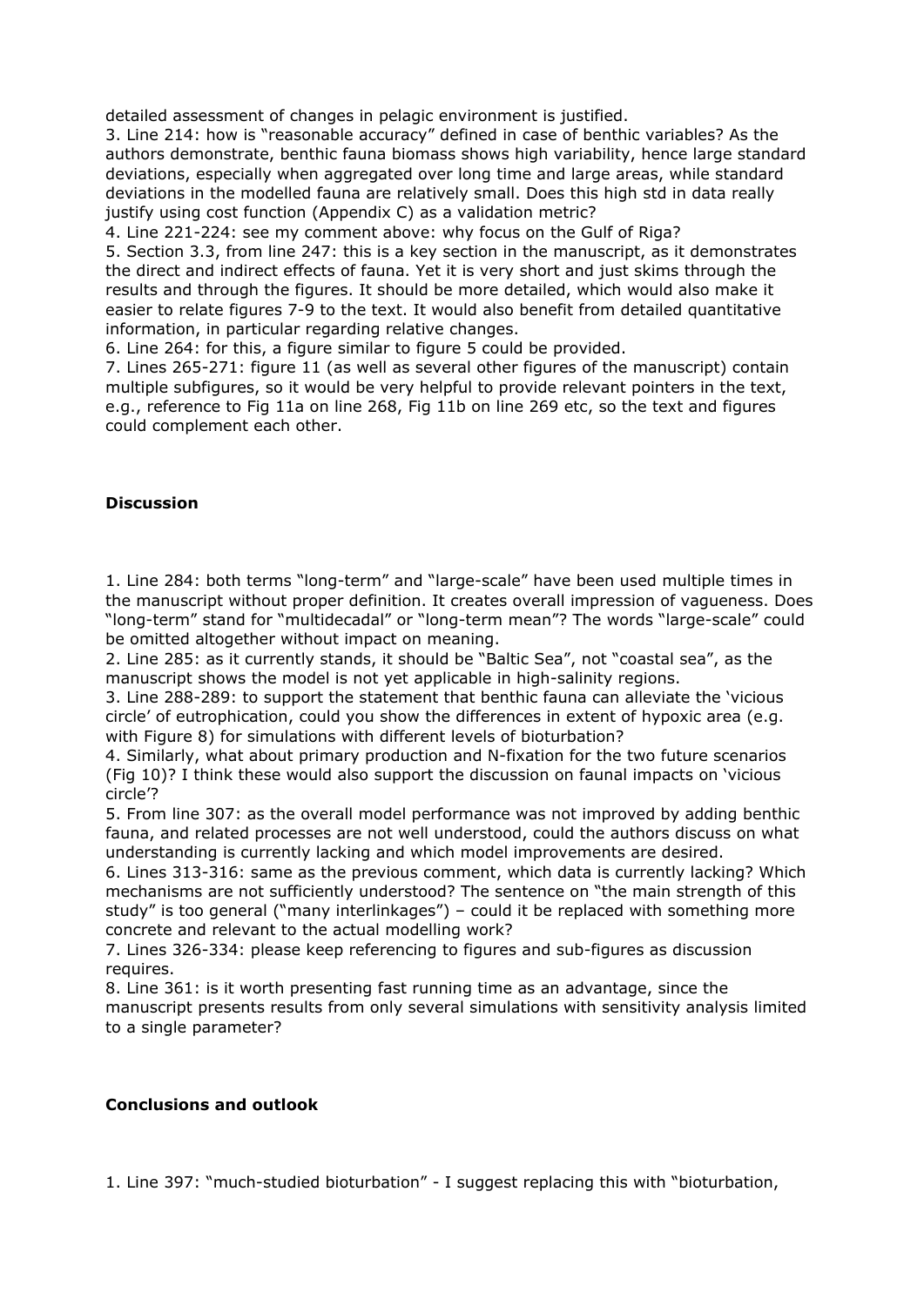detailed assessment of changes in pelagic environment is justified.

3. Line 214: how is "reasonable accuracy" defined in case of benthic variables? As the authors demonstrate, benthic fauna biomass shows high variability, hence large standard deviations, especially when aggregated over long time and large areas, while standard deviations in the modelled fauna are relatively small. Does this high std in data really justify using cost function (Appendix C) as a validation metric?
4. Line 221-224: see my comment above: why focus on the Gulf of Riga?
5. Section 3.3, from line 247: this is a key section in the manuscript, as it demonstrates the direct and indirect effects of fauna. Yet it is very short and just skims through the results and through the figures. It should be more detailed, which would also make it easier to relate figures 7-9 to the text. It would also benefit from detailed quantitative information, in particular regarding relative changes.
6. Line 264: for this, a figure similar to figure 5 could be provided.
7. Lines 265-271: figure 11 (as well as several other figures of the manuscript) contain multiple subfigures, so it would be very helpful to provide relevant pointers in the text, e.g., reference to Fig 11a on line 268, Fig 11b on line 269 etc, so the text and figures could complement each other.

**Discussion**

1. Line 284: both terms "long-term" and "large-scale" have been used multiple times in the manuscript without proper definition. It creates overall impression of vagueness. Does "long-term" stand for "multidecadal" or "long-term mean"? The words "large-scale" could be omitted altogether without impact on meaning.
2. Line 285: as it currently stands, it should be "Baltic Sea", not "coastal sea", as the manuscript shows the model is not yet applicable in high-salinity regions.
3. Line 288-289: to support the statement that benthic fauna can alleviate the 'vicious circle' of eutrophication, could you show the differences in extent of hypoxic area (e.g. with Figure 8) for simulations with different levels of bioturbation?
4. Similarly, what about primary production and N-fixation for the two future scenarios (Fig 10)? I think these would also support the discussion on faunal impacts on 'vicious circle'?
5. From line 307: as the overall model performance was not improved by adding benthic fauna, and related processes are not well understood, could the authors discuss on what understanding is currently lacking and which model improvements are desired.
6. Lines 313-316: same as the previous comment, which data is currently lacking? Which mechanisms are not sufficiently understood? The sentence on "the main strength of this study" is too general ("many interlinkages") – could it be replaced with something more concrete and relevant to the actual modelling work?
7. Lines 326-334: please keep referencing to figures and sub-figures as discussion requires.
8. Line 361: is it worth presenting fast running time as an advantage, since the manuscript presents results from only several simulations with sensitivity analysis limited to a single parameter?

**Conclusions and outlook**

1. Line 397: "much-studied bioturbation" - I suggest replacing this with "bioturbation,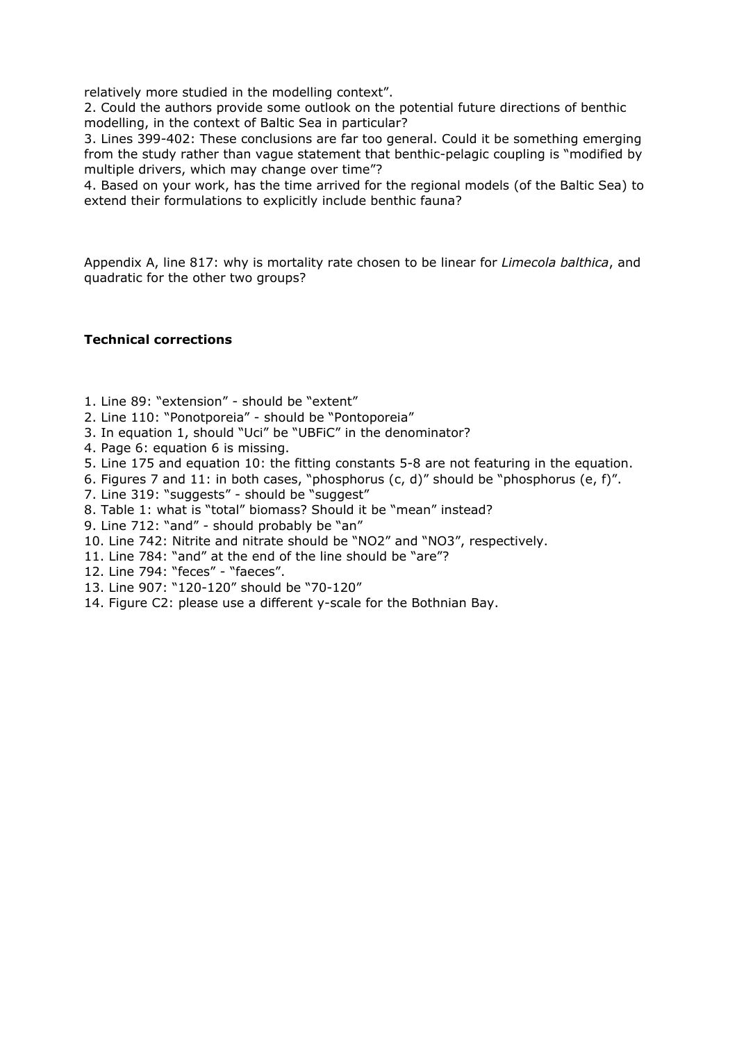relatively more studied in the modelling context".

2. Could the authors provide some outlook on the potential future directions of benthic modelling, in the context of Baltic Sea in particular?

3. Lines 399-402: These conclusions are far too general. Could it be something emerging from the study rather than vague statement that benthic-pelagic coupling is "modified by multiple drivers, which may change over time"?

4. Based on your work, has the time arrived for the regional models (of the Baltic Sea) to extend their formulations to explicitly include benthic fauna?

Appendix A, line 817: why is mortality rate chosen to be linear for *Limecola balthica*, and quadratic for the other two groups?

**Technical corrections**

1. Line 89: "extension" - should be "extent"
2. Line 110: "Ponotporeia" - should be "Pontoporeia"
3. In equation 1, should "Uci" be "UBFiC" in the denominator?
4. Page 6: equation 6 is missing.
5. Line 175 and equation 10: the fitting constants 5-8 are not featuring in the equation.
6. Figures 7 and 11: in both cases, "phosphorus (c, d)" should be "phosphorus (e, f)".
7. Line 319: "suggests" - should be "suggest"
8. Table 1: what is "total" biomass? Should it be "mean" instead?
9. Line 712: "and" - should probably be "an"
10. Line 742: Nitrite and nitrate should be "NO2" and "NO3", respectively.
11. Line 784: "and" at the end of the line should be "are"?
12. Line 794: "feces" - "faeces".
13. Line 907: "120-120" should be "70-120"
14. Figure C2: please use a different y-scale for the Bothnian Bay.